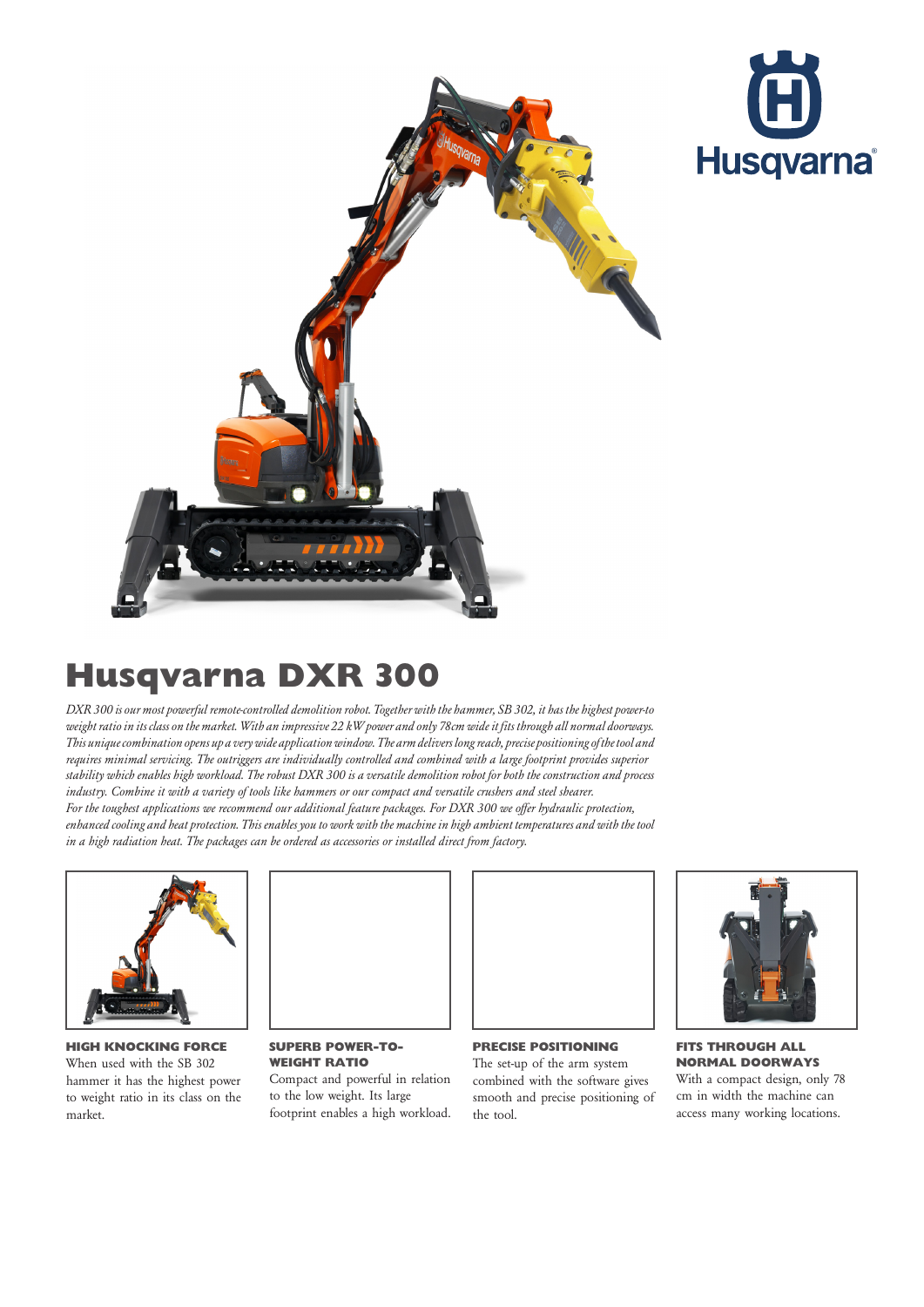# Husqvarna DXR 300

*DXR 300 is our most powerful remote-controlled demolition robot. Together with the hammer, SB 302, it has the highest power-to weight ratio in its class on the market. With an impressive 22 kW power and only 78cm wide it fits through all normal doorways. This unique combination opens up a very wide application window. The arm delivers long reach, precise positioning of the tool and requires minimal servicing. The outriggers are individually controlled and combined with a large footprint provides superior stability which enables high workload. The robust DXR 300 is a versatile demolition robot for both the construction and process industry. Combine it with a variety of tools like hammers or our compact and versatile crushers and steel shearer.*
*For the toughest applications we recommend our additional feature packages. For DXR 300 we offer hydraulic protection, enhanced cooling and heat protection. This enables you to work with the machine in high ambient temperatures and with the tool in a high radiation heat. The packages can be ordered as accessories or installed direct from factory.*

### HIGH KNOCKING FORCE

When used with the SB 302 hammer it has the highest power to weight ratio in its class on the market.

### SUPERB POWER-TO-WEIGHT RATIO

Compact and powerful in relation to the low weight. Its large footprint enables a high workload.

### PRECISE POSITIONING

The set-up of the arm system combined with the software gives smooth and precise positioning of the tool.

### FITS THROUGH ALL NORMAL DOORWAYS

With a compact design, only 78 cm in width the machine can access many working locations.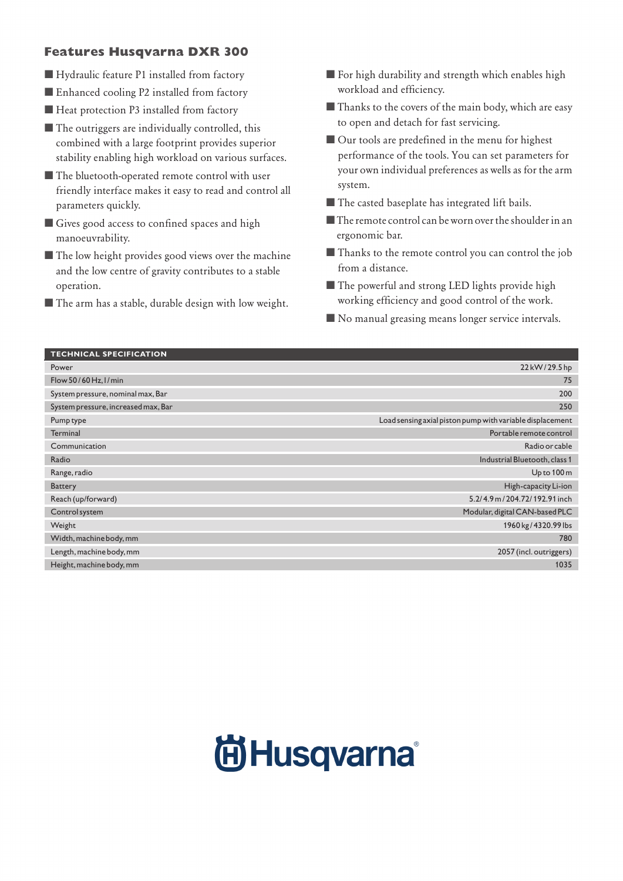## Features Husqvarna DXR 300

- Hydraulic feature P1 installed from factory
- Enhanced cooling P2 installed from factory
- Heat protection P3 installed from factory
- The outriggers are individually controlled, this combined with a large footprint provides superior stability enabling high workload on various surfaces.
- The bluetooth-operated remote control with user friendly interface makes it easy to read and control all parameters quickly.
- Gives good access to confined spaces and high manoeuvrability.
- The low height provides good views over the machine and the low centre of gravity contributes to a stable operation.
- The arm has a stable, durable design with low weight.
- For high durability and strength which enables high workload and efficiency.
- Thanks to the covers of the main body, which are easy to open and detach for fast servicing.
- Our tools are predefined in the menu for highest performance of the tools. You can set parameters for your own individual preferences as wells as for the arm system.
- The casted baseplate has integrated lift bails.
- The remote control can be worn over the shoulder in an ergonomic bar.
- Thanks to the remote control you can control the job from a distance.
- The powerful and strong LED lights provide high working efficiency and good control of the work.
- No manual greasing means longer service intervals.

| TECHNICAL SPECIFICATION | |
|---|---|
| Power | 22 kW / 29.5 hp |
| Flow 50 / 60 Hz, l / min | 75 |
| System pressure, nominal max, Bar | 200 |
| System pressure, increased max, Bar | 250 |
| Pump type | Load sensing axial piston pump with variable displacement |
| Terminal | Portable remote control |
| Communication | Radio or cable |
| Radio | Industrial Bluetooth, class 1 |
| Range, radio | Up to 100 m |
| Battery | High-capacity Li-ion |
| Reach (up/forward) | 5.2/ 4.9 m / 204.72/ 192.91 inch |
| Control system | Modular, digital CAN-based PLC |
| Weight | 1960 kg / 4320.99 lbs |
| Width, machine body, mm | 780 |
| Length, machine body, mm | 2057 (incl. outriggers) |
| Height, machine body, mm | 1035 |

Husqvarna®